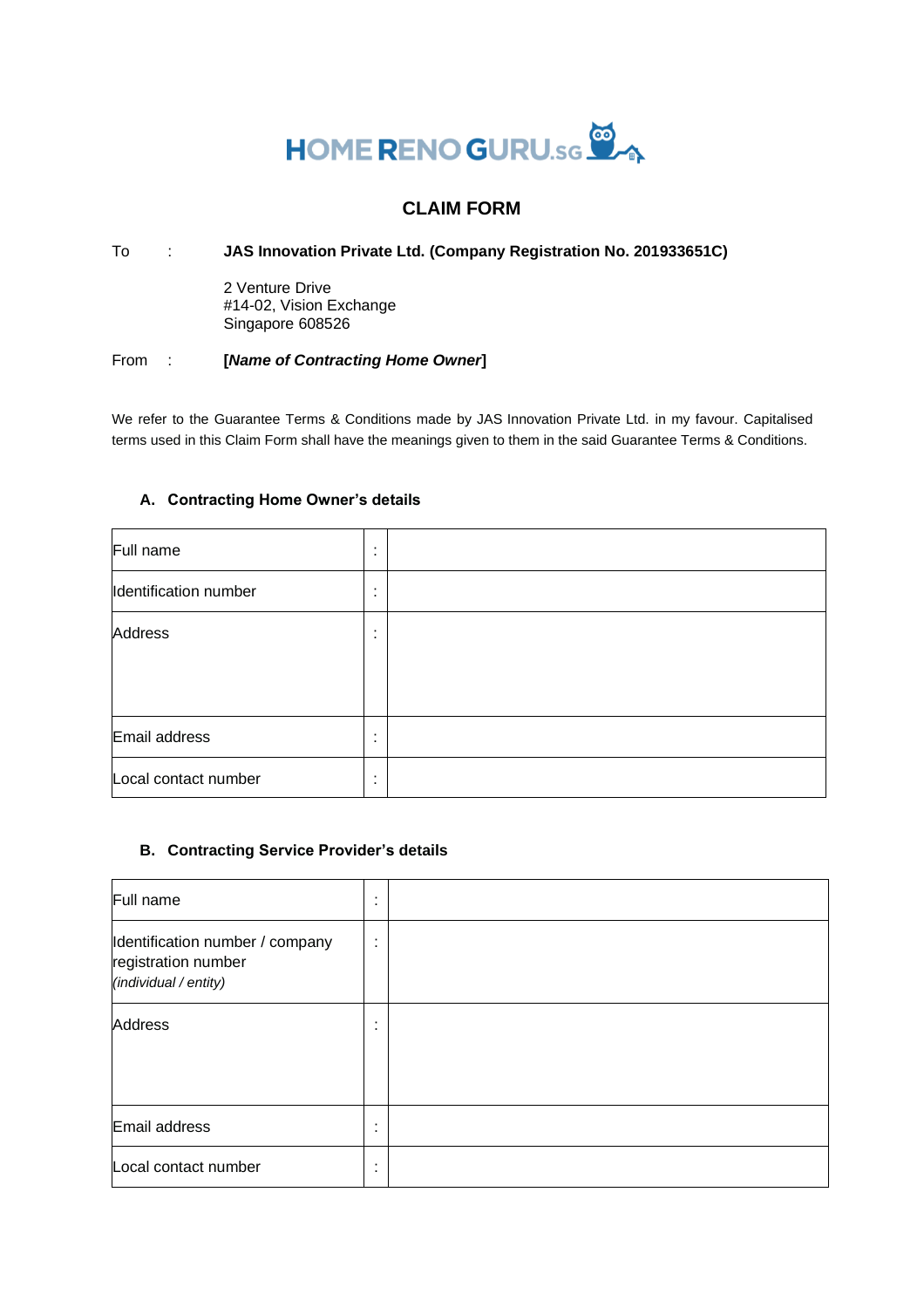HOME RENO GURU.SG

# CLAIM FORM

To : **JAS Innovation Private Ltd. (Company Registration No. 201933651C)**

2 Venture Drive
#14-02, Vision Exchange
Singapore 608526

From : **[*Name of Contracting Home Owner*]**

We refer to the Guarantee Terms & Conditions made by JAS Innovation Private Ltd. in my favour. Capitalised terms used in this Claim Form shall have the meanings given to them in the said Guarantee Terms & Conditions.

### A. Contracting Home Owner's details

| | | |
|---|---|---|
| Full name | : | |
| Identification number | : | |
| Address | : | |
| Email address | : | |
| Local contact number | : | |

### B. Contracting Service Provider's details

| | | |
|---|---|---|
| Full name | : | |
| Identification number / company registration number *(individual / entity)* | : | |
| Address | : | |
| Email address | : | |
| Local contact number | : | |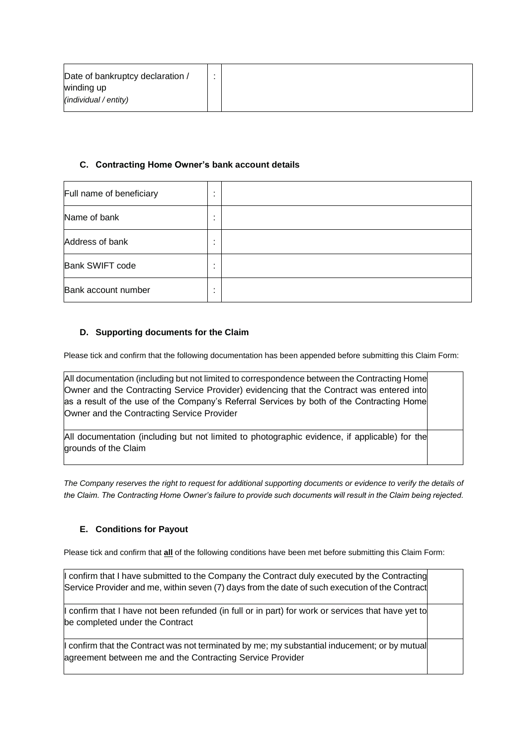| Date of bankruptcy declaration / winding up *(individual / entity)* | : | |
|---|---|---|

### C. Contracting Home Owner's bank account details

| Full name of beneficiary | : | |
|---|---|---|
| Name of bank | : | |
| Address of bank | : | |
| Bank SWIFT code | : | |
| Bank account number | : | |

### D. Supporting documents for the Claim

Please tick and confirm that the following documentation has been appended before submitting this Claim Form:

| | |
|---|---|
| All documentation (including but not limited to correspondence between the Contracting Home Owner and the Contracting Service Provider) evidencing that the Contract was entered into as a result of the use of the Company's Referral Services by both of the Contracting Home Owner and the Contracting Service Provider | |
| All documentation (including but not limited to photographic evidence, if applicable) for the grounds of the Claim | |

*The Company reserves the right to request for additional supporting documents or evidence to verify the details of the Claim. The Contracting Home Owner's failure to provide such documents will result in the Claim being rejected.*

### E. Conditions for Payout

Please tick and confirm that **all** of the following conditions have been met before submitting this Claim Form:

| | |
|---|---|
| I confirm that I have submitted to the Company the Contract duly executed by the Contracting Service Provider and me, within seven (7) days from the date of such execution of the Contract | |
| I confirm that I have not been refunded (in full or in part) for work or services that have yet to be completed under the Contract | |
| I confirm that the Contract was not terminated by me; my substantial inducement; or by mutual agreement between me and the Contracting Service Provider | |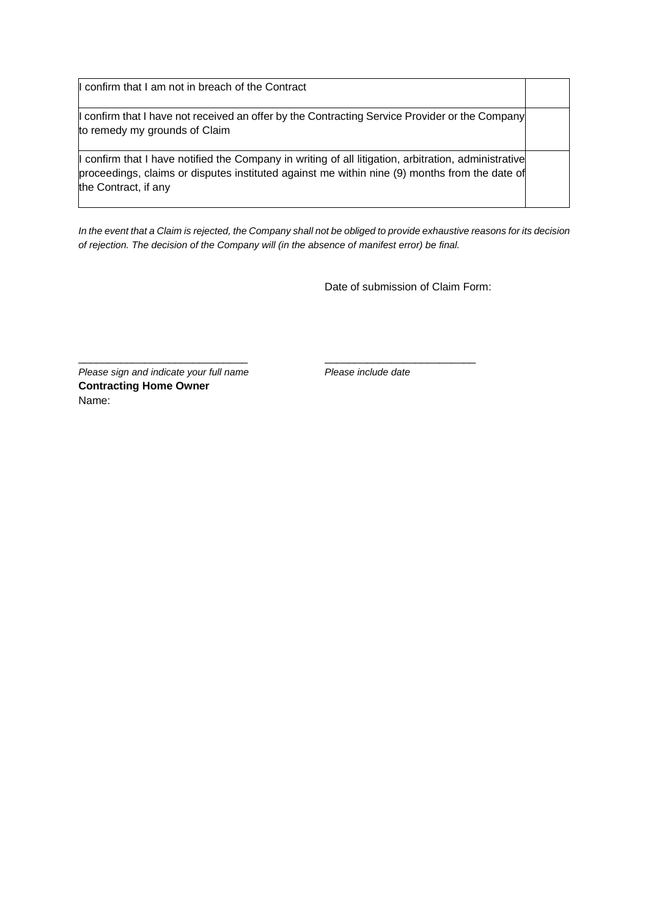| | |
|---|---|
| I confirm that I am not in breach of the Contract | |
| I confirm that I have not received an offer by the Contracting Service Provider or the Company to remedy my grounds of Claim | |
| I confirm that I have notified the Company in writing of all litigation, arbitration, administrative proceedings, claims or disputes instituted against me within nine (9) months from the date of the Contract, if any | |

*In the event that a Claim is rejected, the Company shall not be obliged to provide exhaustive reasons for its decision of rejection. The decision of the Company will (in the absence of manifest error) be final.*

Date of submission of Claim Form:

_____________________________ _________________________

*Please sign and indicate your full name* *Please include date*

**Contracting Home Owner**

Name: